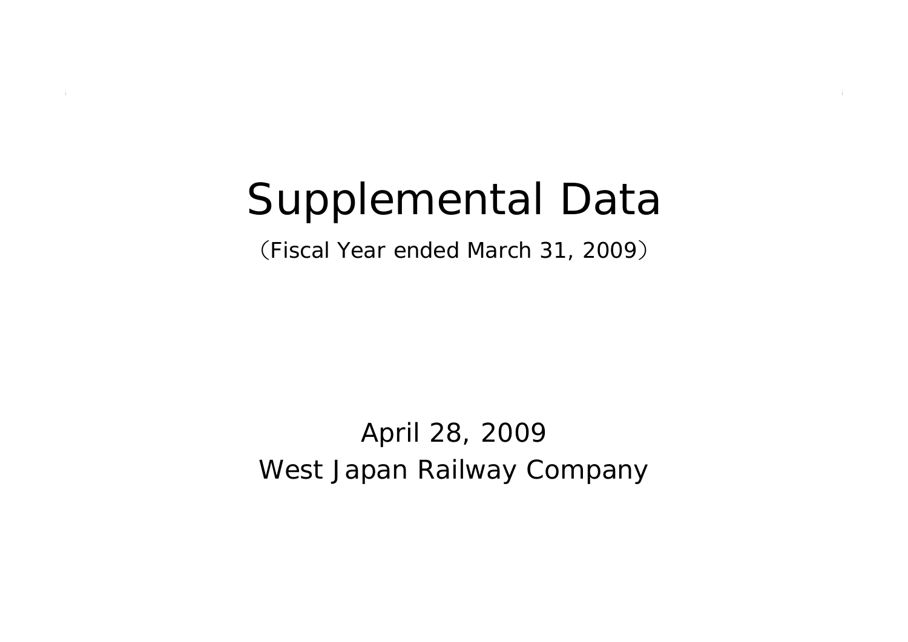# Supplemental Data

（Fiscal Year ended March 31, 2009）

April 28, 2009

West Japan Railway Company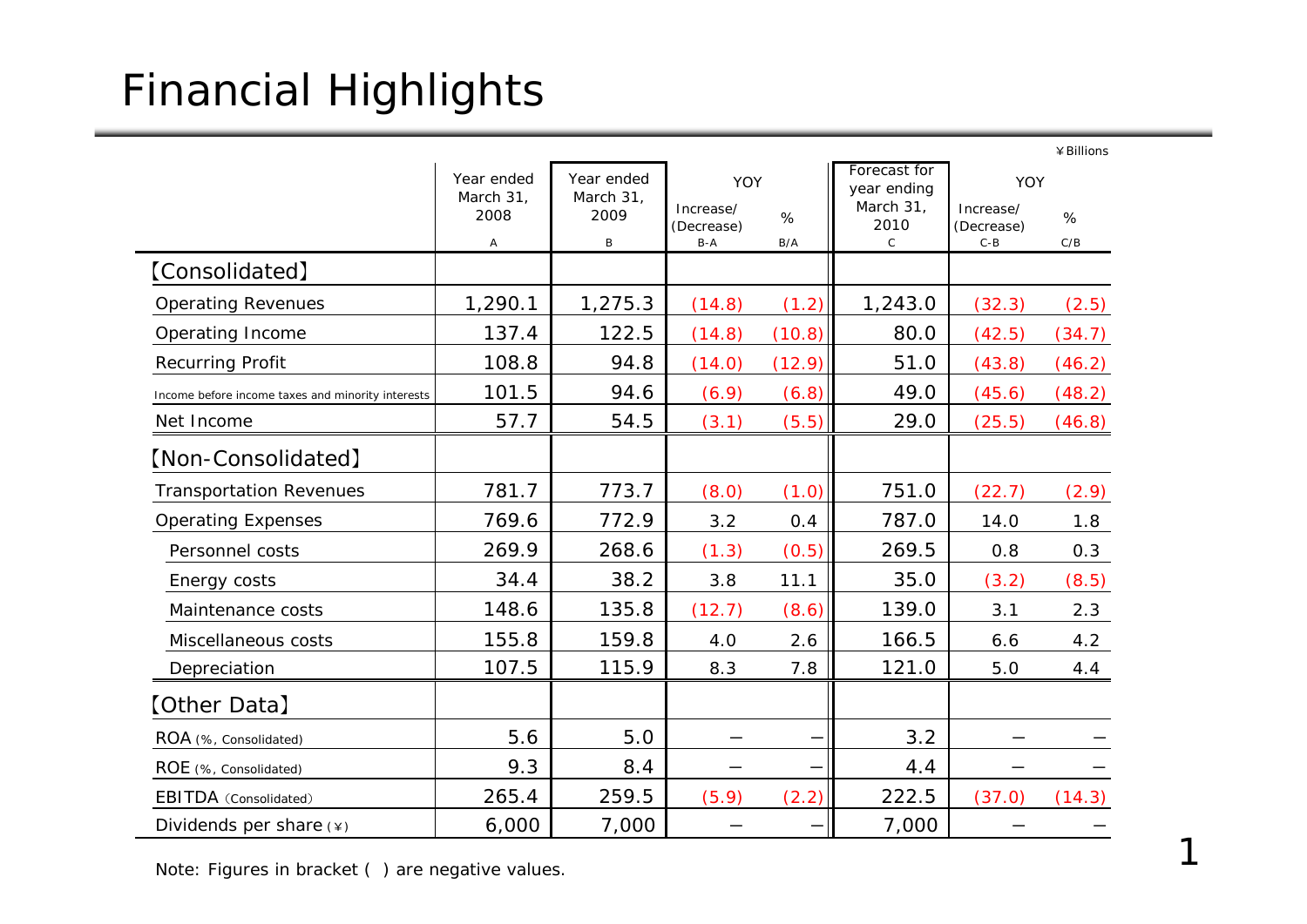# Financial Highlights

¥Billions

| | Year ended March 31, 2008<br>A | Year ended March 31, 2009<br>B | YOY<br>Increase/ (Decrease)<br>B-A | YOY<br>%<br>B/A | Forecast for year ending March 31, 2010<br>C | YOY<br>Increase/ (Decrease)<br>C-B | YOY<br>%<br>C/B |
|---|---|---|---|---|---|---|---|
| 【Consolidated】 | | | | | | | |
| Operating Revenues | 1,290.1 | 1,275.3 | (14.8) | (1.2) | 1,243.0 | (32.3) | (2.5) |
| Operating Income | 137.4 | 122.5 | (14.8) | (10.8) | 80.0 | (42.5) | (34.7) |
| Recurring Profit | 108.8 | 94.8 | (14.0) | (12.9) | 51.0 | (43.8) | (46.2) |
| Income before income taxes and minority interests | 101.5 | 94.6 | (6.9) | (6.8) | 49.0 | (45.6) | (48.2) |
| Net Income | 57.7 | 54.5 | (3.1) | (5.5) | 29.0 | (25.5) | (46.8) |
| 【Non-Consolidated】 | | | | | | | |
| Transportation Revenues | 781.7 | 773.7 | (8.0) | (1.0) | 751.0 | (22.7) | (2.9) |
| Operating Expenses | 769.6 | 772.9 | 3.2 | 0.4 | 787.0 | 14.0 | 1.8 |
| Personnel costs | 269.9 | 268.6 | (1.3) | (0.5) | 269.5 | 0.8 | 0.3 |
| Energy costs | 34.4 | 38.2 | 3.8 | 11.1 | 35.0 | (3.2) | (8.5) |
| Maintenance costs | 148.6 | 135.8 | (12.7) | (8.6) | 139.0 | 3.1 | 2.3 |
| Miscellaneous costs | 155.8 | 159.8 | 4.0 | 2.6 | 166.5 | 6.6 | 4.2 |
| Depreciation | 107.5 | 115.9 | 8.3 | 7.8 | 121.0 | 5.0 | 4.4 |
| 【Other Data】 | | | | | | | |
| ROA (%, Consolidated) | 5.6 | 5.0 | – | – | 3.2 | – | – |
| ROE (%, Consolidated) | 9.3 | 8.4 | – | – | 4.4 | – | – |
| EBITDA (Consolidated) | 265.4 | 259.5 | (5.9) | (2.2) | 222.5 | (37.0) | (14.3) |
| Dividends per share (¥) | 6,000 | 7,000 | – | – | 7,000 | – | – |

Note: Figures in bracket ( ) are negative values.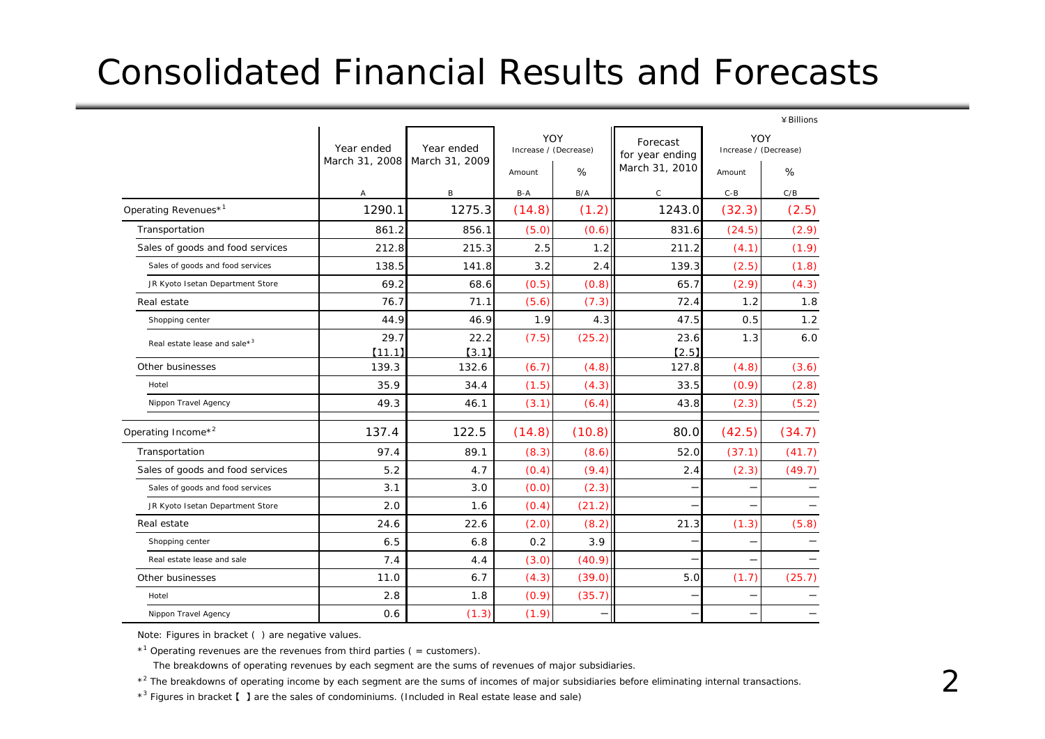# Consolidated Financial Results and Forecasts

¥Billions

| | Year ended March 31, 2008 | Year ended March 31, 2009 | YOY Increase / (Decrease) | | Forecast for year ending March 31, 2010 | YOY Increase / (Decrease) | |
|---|---|---|---|---|---|---|---|
| | | | Amount | % | | Amount | % |
| | A | B | B-A | B/A | C | C-B | C/B |
| Operating Revenues*1 | 1290.1 | 1275.3 | (14.8) | (1.2) | 1243.0 | (32.3) | (2.5) |
| Transportation | 861.2 | 856.1 | (5.0) | (0.6) | 831.6 | (24.5) | (2.9) |
| Sales of goods and food services | 212.8 | 215.3 | 2.5 | 1.2 | 211.2 | (4.1) | (1.9) |
| Sales of goods and food services | 138.5 | 141.8 | 3.2 | 2.4 | 139.3 | (2.5) | (1.8) |
| JR Kyoto Isetan Department Store | 69.2 | 68.6 | (0.5) | (0.8) | 65.7 | (2.9) | (4.3) |
| Real estate | 76.7 | 71.1 | (5.6) | (7.3) | 72.4 | 1.2 | 1.8 |
| Shopping center | 44.9 | 46.9 | 1.9 | 4.3 | 47.5 | 0.5 | 1.2 |
| Real estate lease and sale*3 | 29.7 【11.1】 | 22.2 【3.1】 | (7.5) | (25.2) | 23.6 【2.5】 | 1.3 | 6.0 |
| Other businesses | 139.3 | 132.6 | (6.7) | (4.8) | 127.8 | (4.8) | (3.6) |
| Hotel | 35.9 | 34.4 | (1.5) | (4.3) | 33.5 | (0.9) | (2.8) |
| Nippon Travel Agency | 49.3 | 46.1 | (3.1) | (6.4) | 43.8 | (2.3) | (5.2) |
| Operating Income*2 | 137.4 | 122.5 | (14.8) | (10.8) | 80.0 | (42.5) | (34.7) |
| Transportation | 97.4 | 89.1 | (8.3) | (8.6) | 52.0 | (37.1) | (41.7) |
| Sales of goods and food services | 5.2 | 4.7 | (0.4) | (9.4) | 2.4 | (2.3) | (49.7) |
| Sales of goods and food services | 3.1 | 3.0 | (0.0) | (2.3) | — | — | — |
| JR Kyoto Isetan Department Store | 2.0 | 1.6 | (0.4) | (21.2) | — | — | — |
| Real estate | 24.6 | 22.6 | (2.0) | (8.2) | 21.3 | (1.3) | (5.8) |
| Shopping center | 6.5 | 6.8 | 0.2 | 3.9 | — | — | — |
| Real estate lease and sale | 7.4 | 4.4 | (3.0) | (40.9) | — | — | — |
| Other businesses | 11.0 | 6.7 | (4.3) | (39.0) | 5.0 | (1.7) | (25.7) |
| Hotel | 2.8 | 1.8 | (0.9) | (35.7) | — | — | — |
| Nippon Travel Agency | 0.6 | (1.3) | (1.9) | — | — | — | — |

Note: Figures in bracket ( ) are negative values.

*1 Operating revenues are the revenues from third parties ( = customers).

The breakdowns of operating revenues by each segment are the sums of revenues of major subsidiaries.

*2 The breakdowns of operating income by each segment are the sums of incomes of major subsidiaries before eliminating internal transactions.

*3 Figures in bracket 【 】 are the sales of condominiums. (Included in Real estate lease and sale)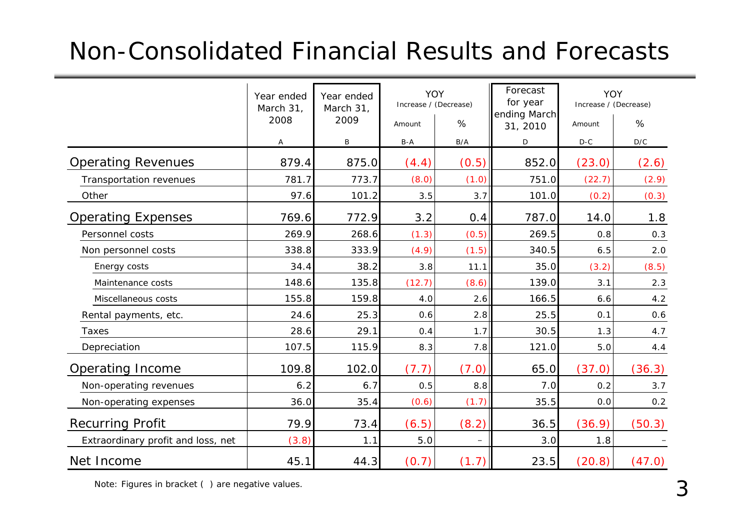# Non-Consolidated Financial Results and Forecasts

| | Year ended March 31, 2008 | Year ended March 31, 2009 | YOY Increase / (Decrease) | | Forecast for year ending March 31, 2010 | YOY Increase / (Decrease) | |
|---|---|---|---|---|---|---|---|
| | | | Amount | % | | Amount | % |
| | A | B | B-A | B/A | D | D-C | D/C |
| Operating Revenues | 879.4 | 875.0 | (4.4) | (0.5) | 852.0 | (23.0) | (2.6) |
| Transportation revenues | 781.7 | 773.7 | (8.0) | (1.0) | 751.0 | (22.7) | (2.9) |
| Other | 97.6 | 101.2 | 3.5 | 3.7 | 101.0 | (0.2) | (0.3) |
| Operating Expenses | 769.6 | 772.9 | 3.2 | 0.4 | 787.0 | 14.0 | 1.8 |
| Personnel costs | 269.9 | 268.6 | (1.3) | (0.5) | 269.5 | 0.8 | 0.3 |
| Non personnel costs | 338.8 | 333.9 | (4.9) | (1.5) | 340.5 | 6.5 | 2.0 |
| Energy costs | 34.4 | 38.2 | 3.8 | 11.1 | 35.0 | (3.2) | (8.5) |
| Maintenance costs | 148.6 | 135.8 | (12.7) | (8.6) | 139.0 | 3.1 | 2.3 |
| Miscellaneous costs | 155.8 | 159.8 | 4.0 | 2.6 | 166.5 | 6.6 | 4.2 |
| Rental payments, etc. | 24.6 | 25.3 | 0.6 | 2.8 | 25.5 | 0.1 | 0.6 |
| Taxes | 28.6 | 29.1 | 0.4 | 1.7 | 30.5 | 1.3 | 4.7 |
| Depreciation | 107.5 | 115.9 | 8.3 | 7.8 | 121.0 | 5.0 | 4.4 |
| Operating Income | 109.8 | 102.0 | (7.7) | (7.0) | 65.0 | (37.0) | (36.3) |
| Non-operating revenues | 6.2 | 6.7 | 0.5 | 8.8 | 7.0 | 0.2 | 3.7 |
| Non-operating expenses | 36.0 | 35.4 | (0.6) | (1.7) | 35.5 | 0.0 | 0.2 |
| Recurring Profit | 79.9 | 73.4 | (6.5) | (8.2) | 36.5 | (36.9) | (50.3) |
| Extraordinary profit and loss, net | (3.8) | 1.1 | 5.0 | – | 3.0 | 1.8 | – |
| Net Income | 45.1 | 44.3 | (0.7) | (1.7) | 23.5 | (20.8) | (47.0) |

Note: Figures in bracket ( ) are negative values.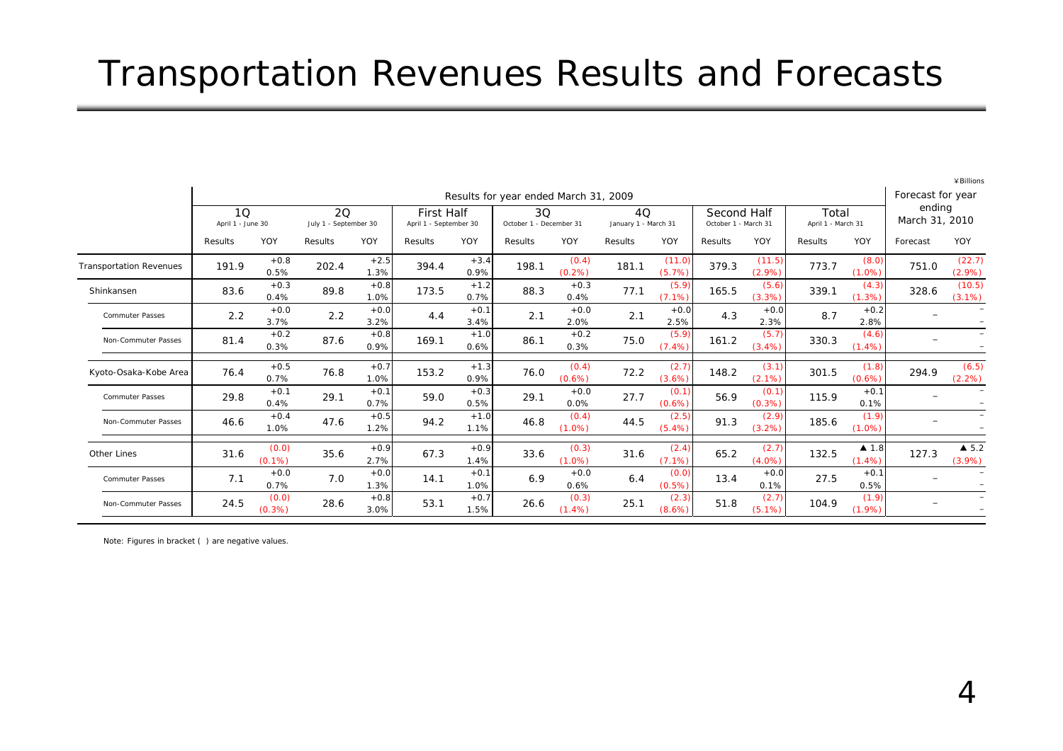# Transportation Revenues Results and Forecasts

¥Billions

| | Results for year ended March 31, 2009 | | | | | | | | | | | | | | Forecast for year ending March 31, 2010 | |
|---|---|---|---|---|---|---|---|---|---|---|---|---|---|---|---|---|
| | 1Q April 1 - June 30 | | 2Q July 1 - September 30 | | First Half April 1 - September 30 | | 3Q October 1 - December 31 | | 4Q January 1 - March 31 | | Second Half October 1 - March 31 | | Total April 1 - March 31 | | | |
| | Results | YOY | Results | YOY | Results | YOY | Results | YOY | Results | YOY | Results | YOY | Results | YOY | Forecast | YOY |
| Transportation Revenues | 191.9 | +0.8 0.5% | 202.4 | +2.5 1.3% | 394.4 | +3.4 0.9% | 198.1 | (0.4) (0.2%) | 181.1 | (11.0) (5.7%) | 379.3 | (11.5) (2.9%) | 773.7 | (8.0) (1.0%) | 751.0 | (22.7) (2.9%) |
| Shinkansen | 83.6 | +0.3 0.4% | 89.8 | +0.8 1.0% | 173.5 | +1.2 0.7% | 88.3 | +0.3 0.4% | 77.1 | (5.9) (7.1%) | 165.5 | (5.6) (3.3%) | 339.1 | (4.3) (1.3%) | 328.6 | (10.5) (3.1%) |
| Commuter Passes | 2.2 | +0.0 3.7% | 2.2 | +0.0 3.2% | 4.4 | +0.1 3.4% | 2.1 | +0.0 2.0% | 2.1 | +0.0 2.5% | 4.3 | +0.0 2.3% | 8.7 | +0.2 2.8% | – | – |
| Non-Commuter Passes | 81.4 | +0.2 0.3% | 87.6 | +0.8 0.9% | 169.1 | +1.0 0.6% | 86.1 | +0.2 0.3% | 75.0 | (5.9) (7.4%) | 161.2 | (5.7) (3.4%) | 330.3 | (4.6) (1.4%) | – | – |
| Kyoto-Osaka-Kobe Area | 76.4 | +0.5 0.7% | 76.8 | +0.7 1.0% | 153.2 | +1.3 0.9% | 76.0 | (0.4) (0.6%) | 72.2 | (2.7) (3.6%) | 148.2 | (3.1) (2.1%) | 301.5 | (1.8) (0.6%) | 294.9 | (6.5) (2.2%) |
| Commuter Passes | 29.8 | +0.1 0.4% | 29.1 | +0.1 0.7% | 59.0 | +0.3 0.5% | 29.1 | +0.0 0.0% | 27.7 | (0.1) (0.6%) | 56.9 | (0.1) (0.3%) | 115.9 | +0.1 0.1% | – | – |
| Non-Commuter Passes | 46.6 | +0.4 1.0% | 47.6 | +0.5 1.2% | 94.2 | +1.0 1.1% | 46.8 | (0.4) (1.0%) | 44.5 | (2.5) (5.4%) | 91.3 | (2.9) (3.2%) | 185.6 | (1.9) (1.0%) | – | – |
| Other Lines | 31.6 | (0.0) (0.1%) | 35.6 | +0.9 2.7% | 67.3 | +0.9 1.4% | 33.6 | (0.3) (1.0%) | 31.6 | (2.4) (7.1%) | 65.2 | (2.7) (4.0%) | 132.5 | ▲ 1.8 (1.4%) | 127.3 | ▲ 5.2 (3.9%) |
| Commuter Passes | 7.1 | +0.0 0.7% | 7.0 | +0.0 1.3% | 14.1 | +0.1 1.0% | 6.9 | +0.0 0.6% | 6.4 | (0.0) (0.5%) | 13.4 | +0.0 0.1% | 27.5 | +0.1 0.5% | – | – |
| Non-Commuter Passes | 24.5 | (0.0) (0.3%) | 28.6 | +0.8 3.0% | 53.1 | +0.7 1.5% | 26.6 | (0.3) (1.4%) | 25.1 | (2.3) (8.6%) | 51.8 | (2.7) (5.1%) | 104.9 | (1.9) (1.9%) | – | – |

Note: Figures in bracket ( ) are negative values.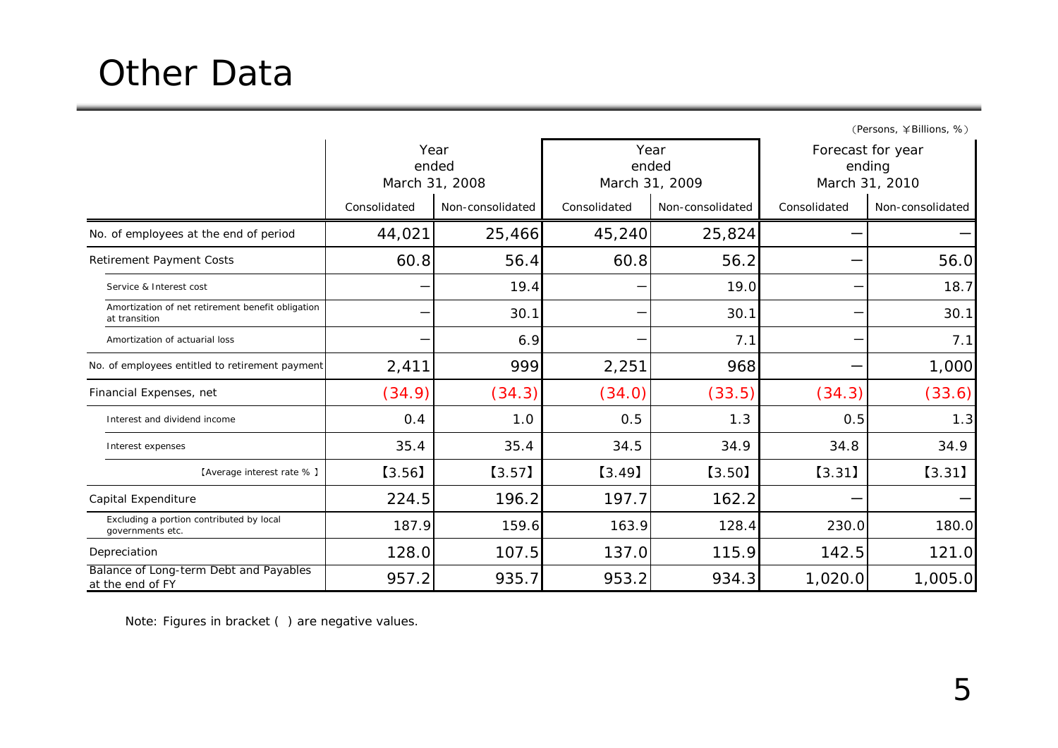# Other Data

（Persons, ￥Billions, %）

| | Year ended March 31, 2008 | | Year ended March 31, 2009 | | Forecast for year ending March 31, 2010 | |
|---|---|---|---|---|---|---|
| | Consolidated | Non-consolidated | Consolidated | Non-consolidated | Consolidated | Non-consolidated |
| No. of employees at the end of period | 44,021 | 25,466 | 45,240 | 25,824 | ― | ― |
| Retirement Payment Costs | 60.8 | 56.4 | 60.8 | 56.2 | ― | 56.0 |
| Service & Interest cost | ― | 19.4 | ― | 19.0 | ― | 18.7 |
| Amortization of net retirement benefit obligation at transition | ― | 30.1 | ― | 30.1 | ― | 30.1 |
| Amortization of actuarial loss | ― | 6.9 | ― | 7.1 | ― | 7.1 |
| No. of employees entitled to retirement payment | 2,411 | 999 | 2,251 | 968 | ― | 1,000 |
| Financial Expenses, net | (34.9) | (34.3) | (34.0) | (33.5) | (34.3) | (33.6) |
| Interest and dividend income | 0.4 | 1.0 | 0.5 | 1.3 | 0.5 | 1.3 |
| Interest expenses | 35.4 | 35.4 | 34.5 | 34.9 | 34.8 | 34.9 |
| 【Average interest rate % 】 | 【3.56】 | 【3.57】 | 【3.49】 | 【3.50】 | 【3.31】 | 【3.31】 |
| Capital Expenditure | 224.5 | 196.2 | 197.7 | 162.2 | ― | ― |
| Excluding a portion contributed by local governments etc. | 187.9 | 159.6 | 163.9 | 128.4 | 230.0 | 180.0 |
| Depreciation | 128.0 | 107.5 | 137.0 | 115.9 | 142.5 | 121.0 |
| Balance of Long-term Debt and Payables at the end of FY | 957.2 | 935.7 | 953.2 | 934.3 | 1,020.0 | 1,005.0 |

Note: Figures in bracket ( ) are negative values.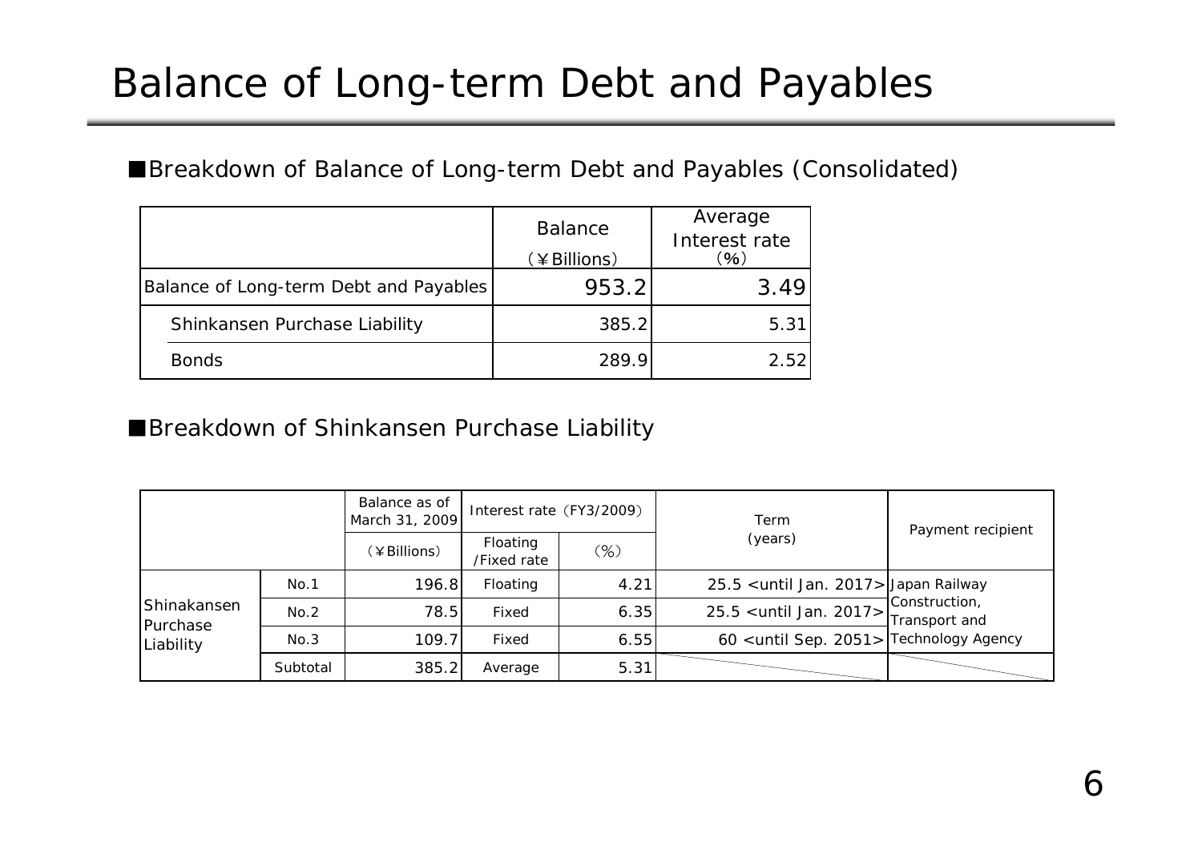# Balance of Long-term Debt and Payables

■Breakdown of Balance of Long-term Debt and Payables (Consolidated)

| | Balance (¥Billions) | Average Interest rate (%) |
|---|---|---|
| Balance of Long-term Debt and Payables | 953.2 | 3.49 |
| Shinkansen Purchase Liability | 385.2 | 5.31 |
| Bonds | 289.9 | 2.52 |

■Breakdown of Shinkansen Purchase Liability

| | | Balance as of March 31, 2009 | Interest rate (FY3/2009) | | Term (years) | Payment recipient |
|---|---|---|---|---|---|---|
| | | (¥Billions) | Floating /Fixed rate | (%) | | |
| Shinakansen Purchase Liability | No.1 | 196.8 | Floating | 4.21 | 25.5 <until Jan. 2017> | Japan Railway Construction, Transport and Technology Agency |
| | No.2 | 78.5 | Fixed | 6.35 | 25.5 <until Jan. 2017> | |
| | No.3 | 109.7 | Fixed | 6.55 | 60 <until Sep. 2051> | |
| | Subtotal | 385.2 | Average | 5.31 | | |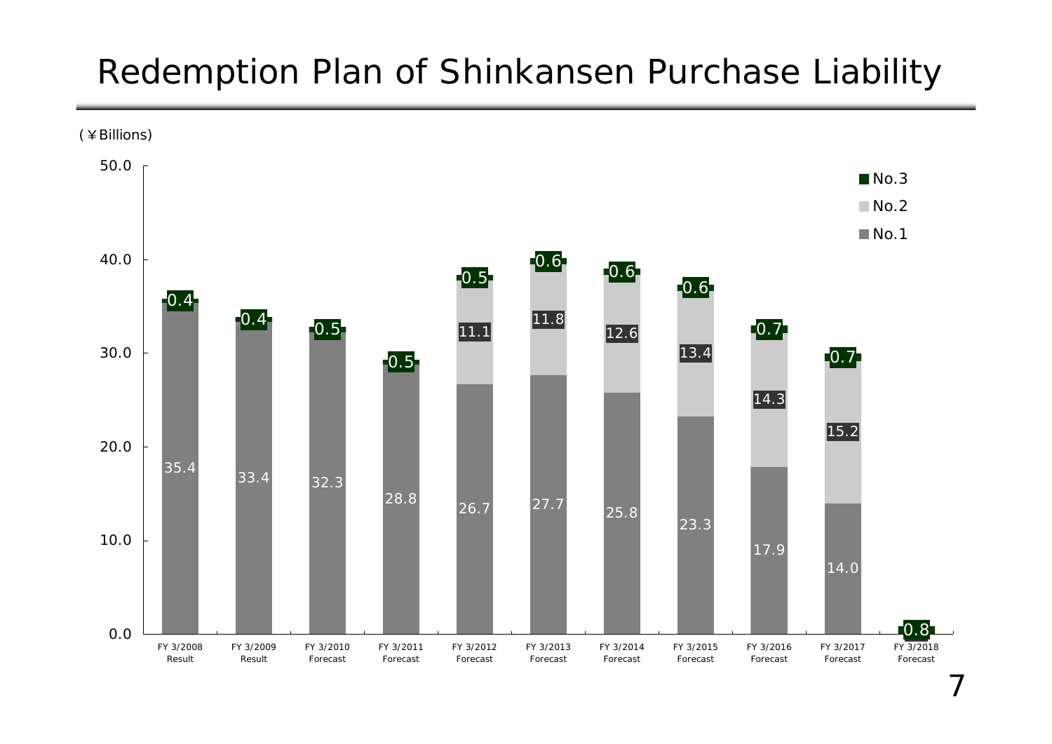# Redemption Plan of Shinkansen Purchase Liability

(￥Billions)

50.0
40.0
30.0
20.0
10.0
0.0

No.3
No.2
No.1

FY 3/2008 Result: 35.4, 0.4
FY 3/2009 Result: 33.4, 0.4
FY 3/2010 Forecast: 32.3, 0.5
FY 3/2011 Forecast: 28.8, 0.5
FY 3/2012 Forecast: 26.7, 11.1, 0.5
FY 3/2013 Forecast: 27.7, 11.8, 0.6
FY 3/2014 Forecast: 25.8, 12.6, 0.6
FY 3/2015 Forecast: 23.3, 13.4, 0.6
FY 3/2016 Forecast: 17.9, 14.3, 0.7
FY 3/2017 Forecast: 14.0, 15.2, 0.7
FY 3/2018 Forecast: 0.8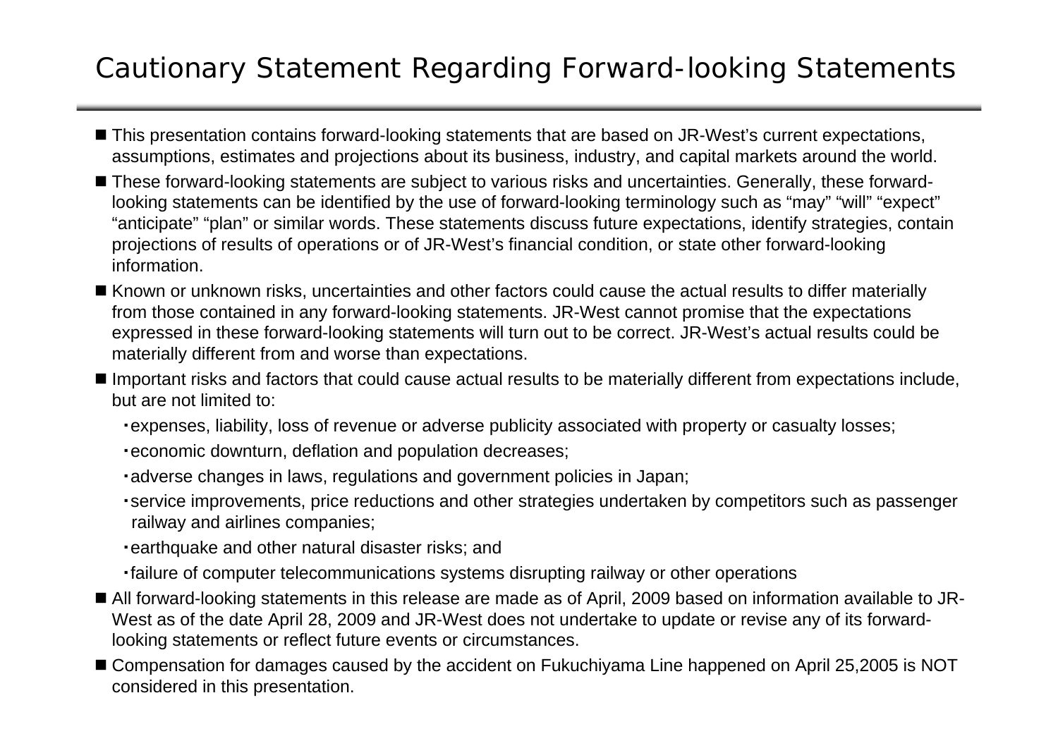# Cautionary Statement Regarding Forward-looking Statements

- This presentation contains forward-looking statements that are based on JR-West's current expectations, assumptions, estimates and projections about its business, industry, and capital markets around the world.
- These forward-looking statements are subject to various risks and uncertainties. Generally, these forward-looking statements can be identified by the use of forward-looking terminology such as "may" "will" "expect" "anticipate" "plan" or similar words. These statements discuss future expectations, identify strategies, contain projections of results of operations or of JR-West's financial condition, or state other forward-looking information.
- Known or unknown risks, uncertainties and other factors could cause the actual results to differ materially from those contained in any forward-looking statements. JR-West cannot promise that the expectations expressed in these forward-looking statements will turn out to be correct. JR-West's actual results could be materially different from and worse than expectations.
- Important risks and factors that could cause actual results to be materially different from expectations include, but are not limited to:
  - expenses, liability, loss of revenue or adverse publicity associated with property or casualty losses;
  - economic downturn, deflation and population decreases;
  - adverse changes in laws, regulations and government policies in Japan;
  - service improvements, price reductions and other strategies undertaken by competitors such as passenger railway and airlines companies;
  - earthquake and other natural disaster risks; and
  - failure of computer telecommunications systems disrupting railway or other operations
- All forward-looking statements in this release are made as of April, 2009 based on information available to JR-West as of the date April 28, 2009 and JR-West does not undertake to update or revise any of its forward-looking statements or reflect future events or circumstances.
- Compensation for damages caused by the accident on Fukuchiyama Line happened on April 25,2005 is NOT considered in this presentation.